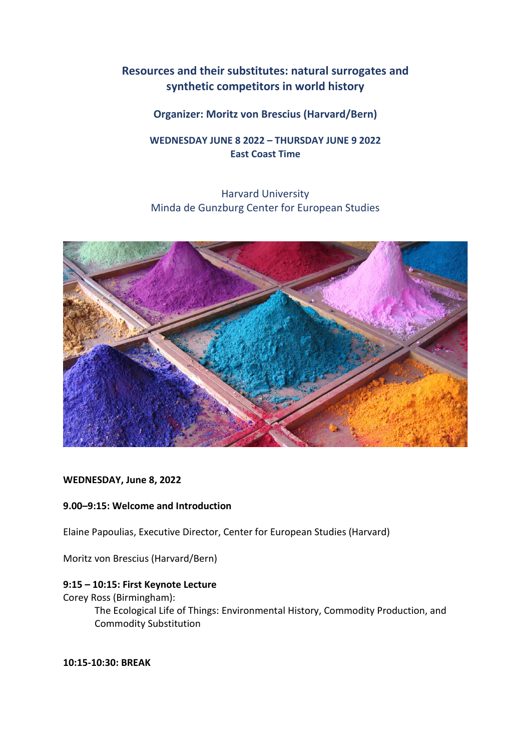# Resources and their substitutes: natural surrogates and synthetic competitors in world history

**Organizer: Moritz von Brescius (Harvard/Bern)**

**WEDNESDAY JUNE 8 2022 – THURSDAY JUNE 9 2022**
**East Coast Time**

Harvard University
Minda de Gunzburg Center for European Studies

**WEDNESDAY, June 8, 2022**

**9.00–9:15: Welcome and Introduction**

Elaine Papoulias, Executive Director, Center for European Studies (Harvard)

Moritz von Brescius (Harvard/Bern)

**9:15 – 10:15: First Keynote Lecture**

Corey Ross (Birmingham):

The Ecological Life of Things: Environmental History, Commodity Production, and Commodity Substitution

**10:15-10:30: BREAK**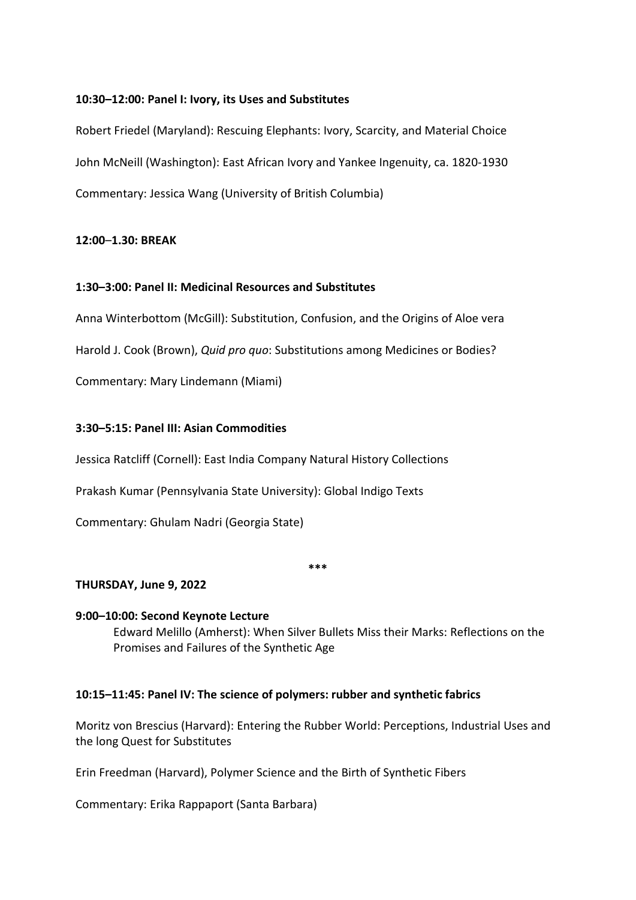**10:30–12:00: Panel I: Ivory, its Uses and Substitutes**

Robert Friedel (Maryland): Rescuing Elephants: Ivory, Scarcity, and Material Choice

John McNeill (Washington): East African Ivory and Yankee Ingenuity, ca. 1820-1930

Commentary: Jessica Wang (University of British Columbia)

**12:00–1.30: BREAK**

**1:30–3:00: Panel II: Medicinal Resources and Substitutes**

Anna Winterbottom (McGill): Substitution, Confusion, and the Origins of Aloe vera

Harold J. Cook (Brown), *Quid pro quo*: Substitutions among Medicines or Bodies?

Commentary: Mary Lindemann (Miami)

**3:30–5:15: Panel III: Asian Commodities**

Jessica Ratcliff (Cornell): East India Company Natural History Collections

Prakash Kumar (Pennsylvania State University): Global Indigo Texts

Commentary: Ghulam Nadri (Georgia State)

***

**THURSDAY, June 9, 2022**

**9:00–10:00: Second Keynote Lecture**

Edward Melillo (Amherst): When Silver Bullets Miss their Marks: Reflections on the Promises and Failures of the Synthetic Age

**10:15–11:45: Panel IV: The science of polymers: rubber and synthetic fabrics**

Moritz von Brescius (Harvard): Entering the Rubber World: Perceptions, Industrial Uses and the long Quest for Substitutes

Erin Freedman (Harvard), Polymer Science and the Birth of Synthetic Fibers

Commentary: Erika Rappaport (Santa Barbara)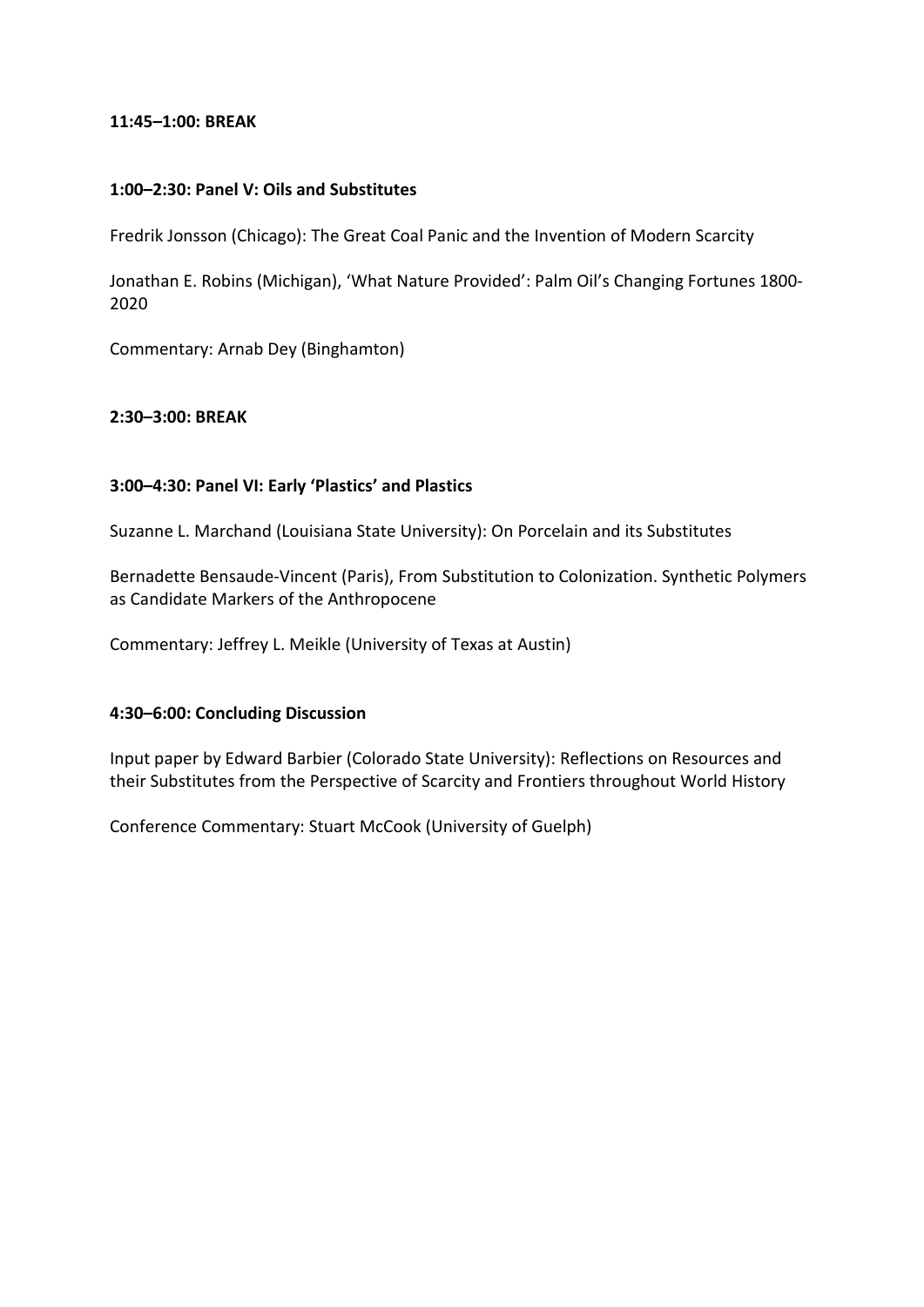**11:45–1:00: BREAK**

**1:00–2:30: Panel V: Oils and Substitutes**

Fredrik Jonsson (Chicago): The Great Coal Panic and the Invention of Modern Scarcity

Jonathan E. Robins (Michigan), 'What Nature Provided': Palm Oil's Changing Fortunes 1800-2020

Commentary: Arnab Dey (Binghamton)

**2:30–3:00: BREAK**

**3:00–4:30: Panel VI: Early 'Plastics' and Plastics**

Suzanne L. Marchand (Louisiana State University): On Porcelain and its Substitutes

Bernadette Bensaude-Vincent (Paris), From Substitution to Colonization. Synthetic Polymers as Candidate Markers of the Anthropocene

Commentary: Jeffrey L. Meikle (University of Texas at Austin)

**4:30–6:00: Concluding Discussion**

Input paper by Edward Barbier (Colorado State University): Reflections on Resources and their Substitutes from the Perspective of Scarcity and Frontiers throughout World History

Conference Commentary: Stuart McCook (University of Guelph)